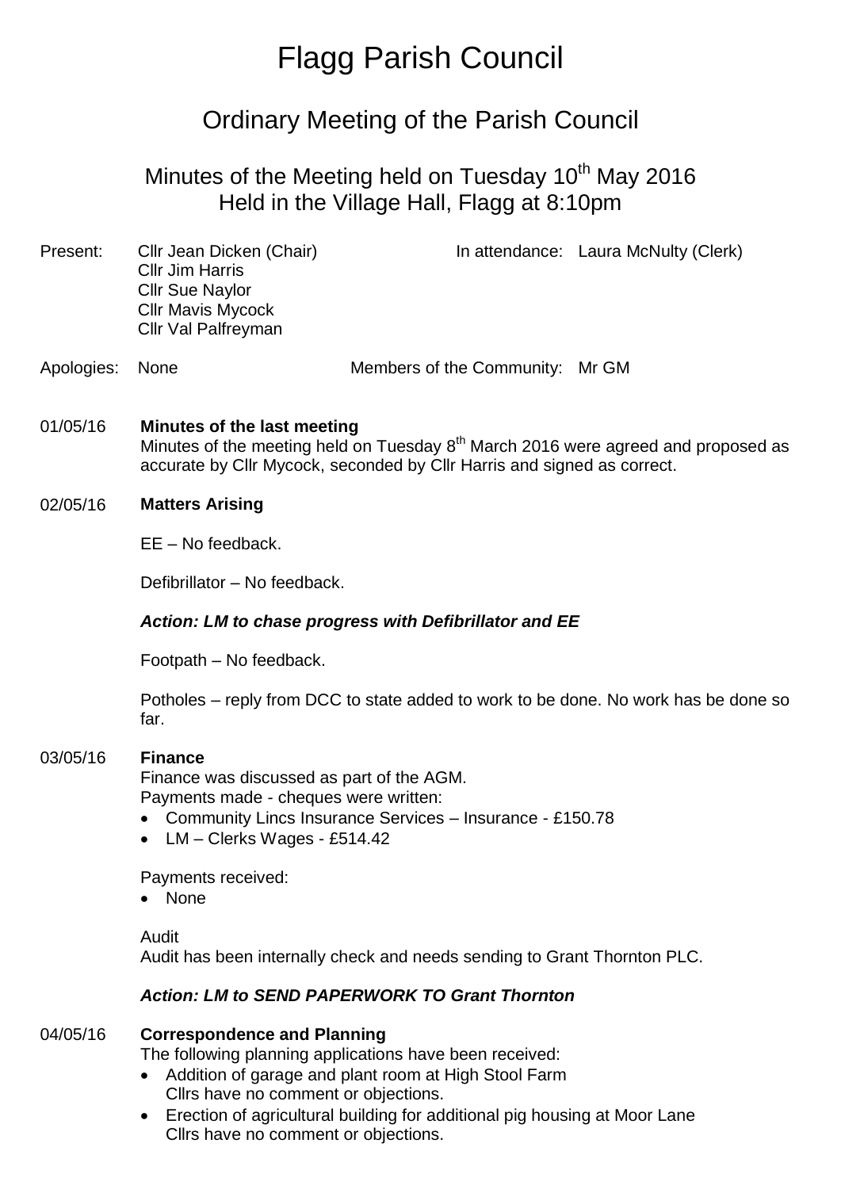# Flagg Parish Council

## Ordinary Meeting of the Parish Council

### Minutes of the Meeting held on Tuesday 10th May 2016
### Held in the Village Hall, Flagg at 8:10pm

Present: Cllr Jean Dicken (Chair)
Cllr Jim Harris
Cllr Sue Naylor
Cllr Mavis Mycock
Cllr Val Palfreyman

In attendance: Laura McNulty (Clerk)

Apologies: None

Members of the Community: Mr GM

01/05/16 **Minutes of the last meeting**

Minutes of the meeting held on Tuesday 8th March 2016 were agreed and proposed as accurate by Cllr Mycock, seconded by Cllr Harris and signed as correct.

02/05/16 **Matters Arising**

EE – No feedback.

Defibrillator – No feedback.

***Action: LM to chase progress with Defibrillator and EE***

Footpath – No feedback.

Potholes – reply from DCC to state added to work to be done. No work has be done so far.

03/05/16 **Finance**

Finance was discussed as part of the AGM.
Payments made - cheques were written:

- Community Lincs Insurance Services – Insurance - £150.78
- LM – Clerks Wages - £514.42

Payments received:

- None

Audit
Audit has been internally check and needs sending to Grant Thornton PLC.

***Action: LM to SEND PAPERWORK TO Grant Thornton***

04/05/16 **Correspondence and Planning**

The following planning applications have been received:

- Addition of garage and plant room at High Stool Farm
  Cllrs have no comment or objections.
- Erection of agricultural building for additional pig housing at Moor Lane
  Cllrs have no comment or objections.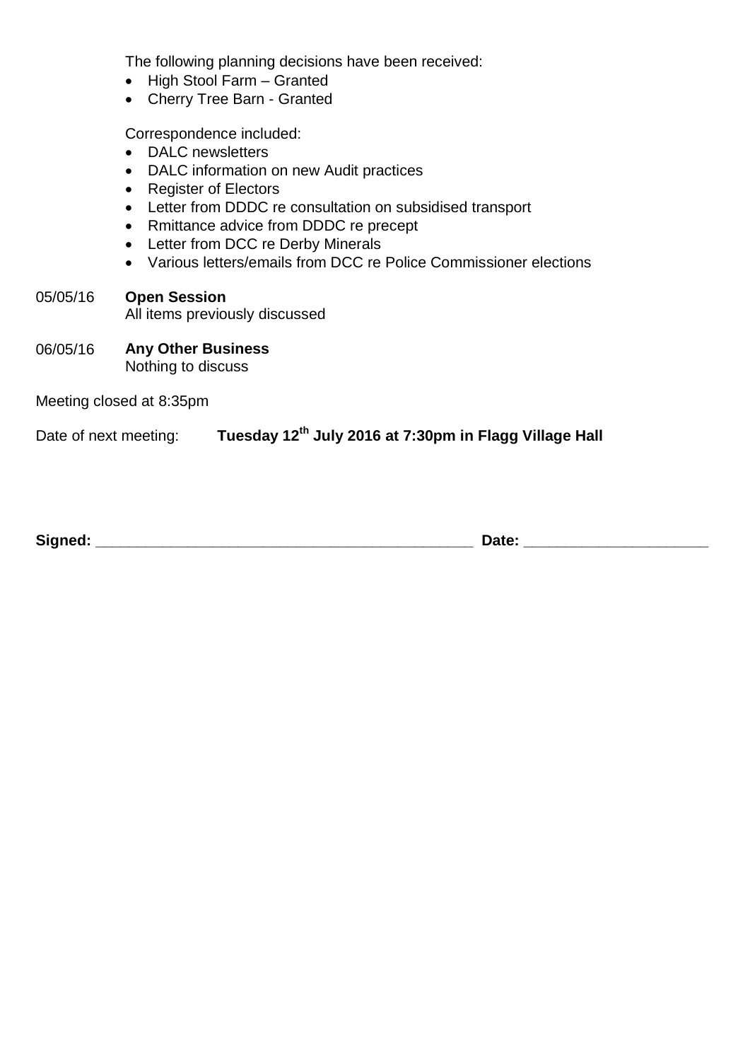The following planning decisions have been received:

- High Stool Farm – Granted
- Cherry Tree Barn - Granted

Correspondence included:

- DALC newsletters
- DALC information on new Audit practices
- Register of Electors
- Letter from DDDC re consultation on subsidised transport
- Rmittance advice from DDDC re precept
- Letter from DCC re Derby Minerals
- Various letters/emails from DCC re Police Commissioner elections

05/05/16 **Open Session**
All items previously discussed

06/05/16 **Any Other Business**
Nothing to discuss

Meeting closed at 8:35pm

Date of next meeting: **Tuesday 12th July 2016 at 7:30pm in Flagg Village Hall**

**Signed:** _______________________________________________ **Date:** _____________________